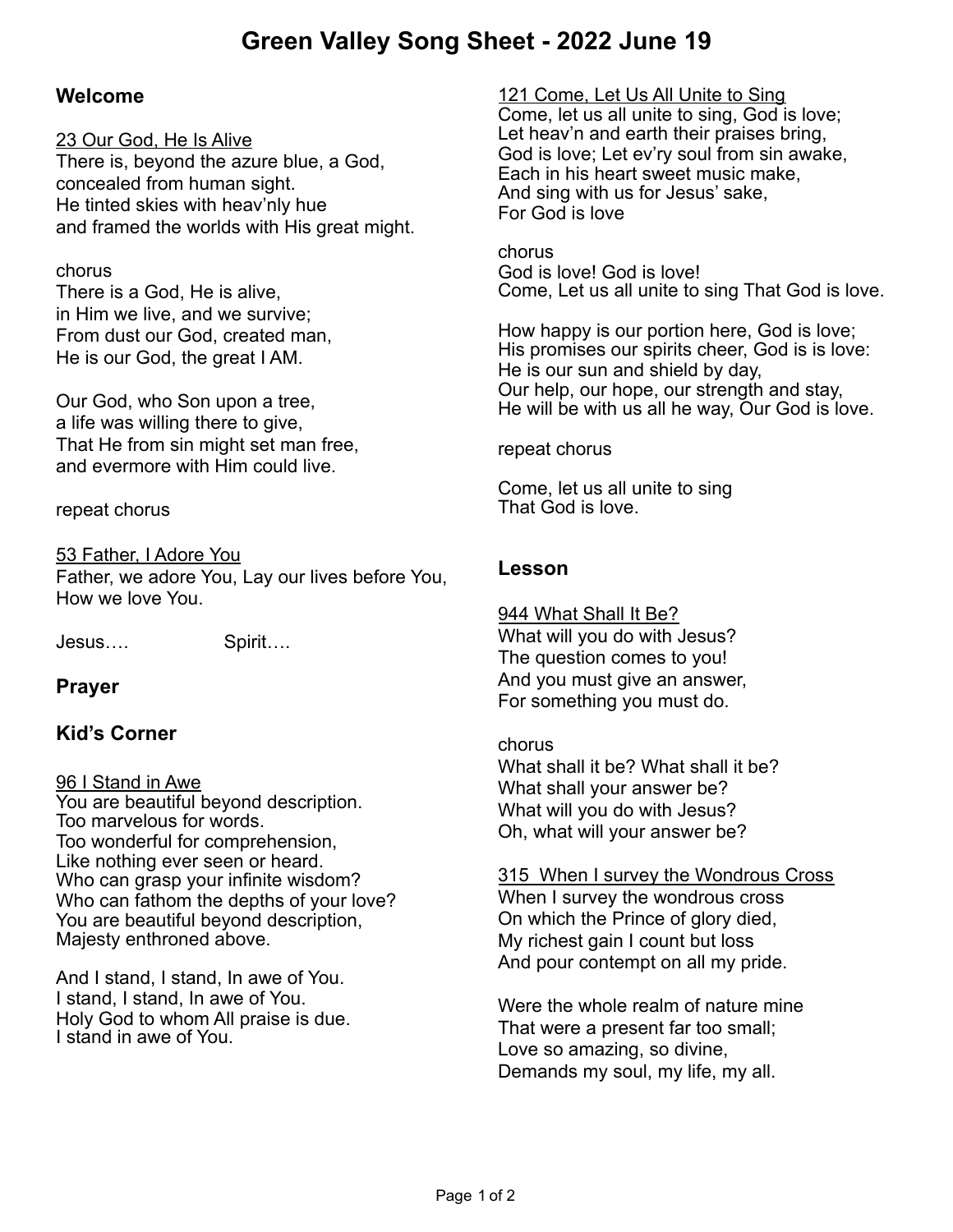# Green Valley Song Sheet - 2022 June 19

## Welcome

23 Our God, He Is Alive
There is, beyond the azure blue, a God,
concealed from human sight.
He tinted skies with heav'nly hue
and framed the worlds with His great might.

chorus
There is a God, He is alive,
in Him we live, and we survive;
From dust our God, created man,
He is our God, the great I AM.

Our God, who Son upon a tree,
a life was willing there to give,
That He from sin might set man free,
and evermore with Him could live.

repeat chorus

53 Father, I Adore You
Father, we adore You, Lay our lives before You,
How we love You.

Jesus….                Spirit….

## Prayer

## Kid's Corner

96 I Stand in Awe
You are beautiful beyond description.
Too marvelous for words.
Too wonderful for comprehension,
Like nothing ever seen or heard.
Who can grasp your infinite wisdom?
Who can fathom the depths of your love?
You are beautiful beyond description,
Majesty enthroned above.

And I stand, I stand, In awe of You.
I stand, I stand, In awe of You.
Holy God to whom All praise is due.
I stand in awe of You.

121 Come, Let Us All Unite to Sing
Come, let us all unite to sing, God is love;
Let heav'n and earth their praises bring,
God is love; Let ev'ry soul from sin awake,
Each in his heart sweet music make,
And sing with us for Jesus' sake,
For God is love

chorus
God is love! God is love!
Come, Let us all unite to sing That God is love.

How happy is our portion here, God is love;
His promises our spirits cheer, God is is love:
He is our sun and shield by day,
Our help, our hope, our strength and stay,
He will be with us all he way, Our God is love.

repeat chorus

Come, let us all unite to sing
That God is love.

## Lesson

944 What Shall It Be?
What will you do with Jesus?
The question comes to you!
And you must give an answer,
For something you must do.

chorus
What shall it be? What shall it be?
What shall your answer be?
What will you do with Jesus?
Oh, what will your answer be?

315  When I survey the Wondrous Cross
When I survey the wondrous cross
On which the Prince of glory died,
My richest gain I count but loss
And pour contempt on all my pride.

Were the whole realm of nature mine
That were a present far too small;
Love so amazing, so divine,
Demands my soul, my life, my all.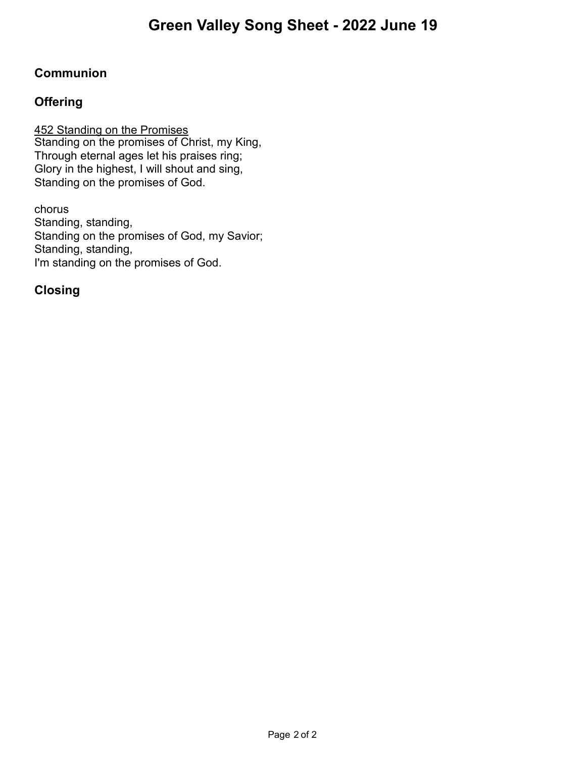# Green Valley Song Sheet - 2022 June 19

## Communion

## Offering

452 Standing on the Promises
Standing on the promises of Christ, my King,
Through eternal ages let his praises ring;
Glory in the highest, I will shout and sing,
Standing on the promises of God.

chorus
Standing, standing,
Standing on the promises of God, my Savior;
Standing, standing,
I'm standing on the promises of God.

## Closing